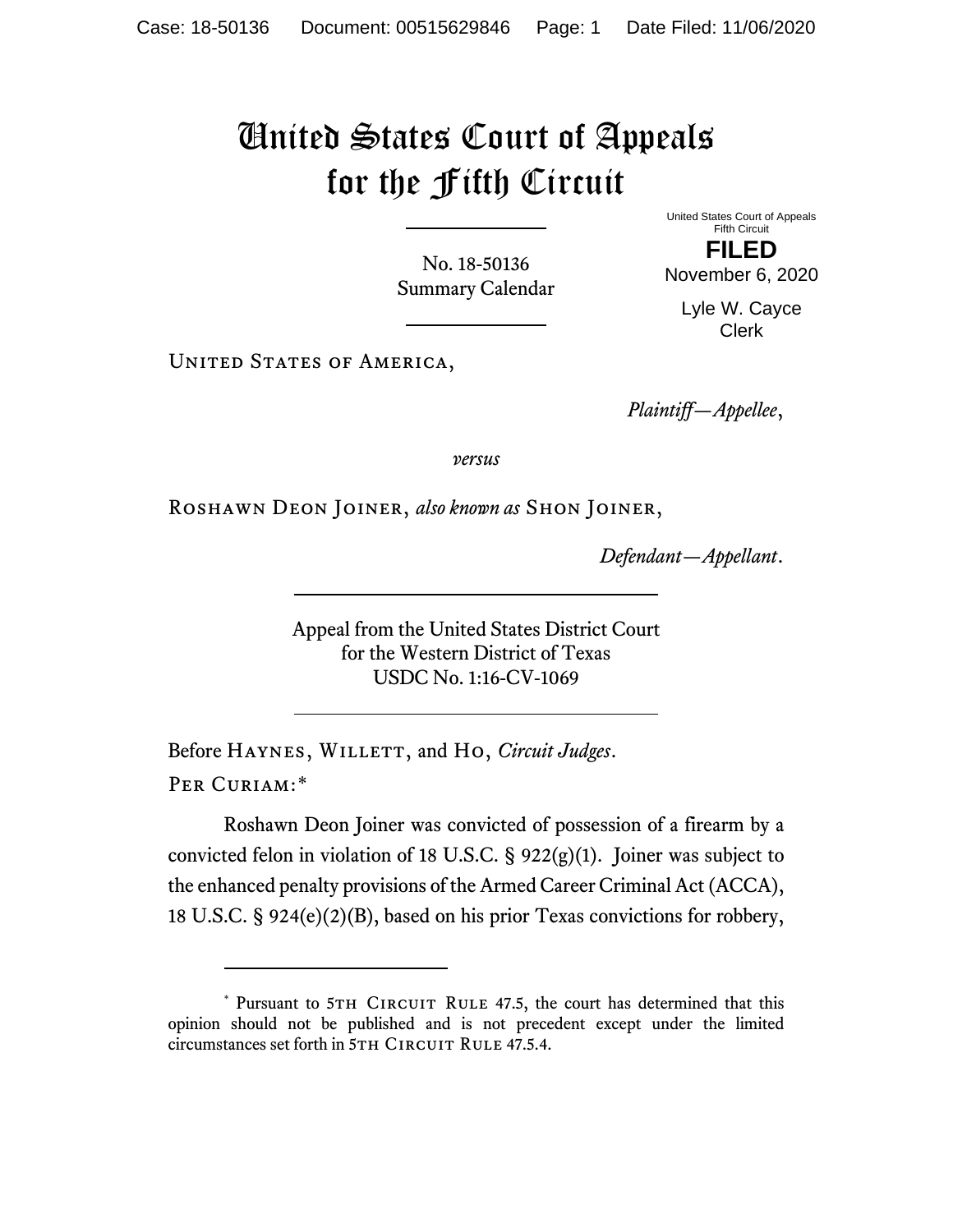# United States Court of Appeals for the Fifth Circuit

No. 18-50136
Summary Calendar

United States Court of Appeals
Fifth Circuit

**FILED**

November 6, 2020

Lyle W. Cayce
Clerk

United States of America,

*Plaintiff—Appellee*,

*versus*

Roshawn Deon Joiner, *also known as* Shon Joiner,

*Defendant—Appellant*.

Appeal from the United States District Court
for the Western District of Texas
USDC No. 1:16-CV-1069

Before Haynes, Willett, and Ho, *Circuit Judges*.

Per Curiam:*

Roshawn Deon Joiner was convicted of possession of a firearm by a convicted felon in violation of 18 U.S.C. § 922(g)(1). Joiner was subject to the enhanced penalty provisions of the Armed Career Criminal Act (ACCA), 18 U.S.C. § 924(e)(2)(B), based on his prior Texas convictions for robbery,

---

\* Pursuant to 5th Circuit Rule 47.5, the court has determined that this opinion should not be published and is not precedent except under the limited circumstances set forth in 5th Circuit Rule 47.5.4.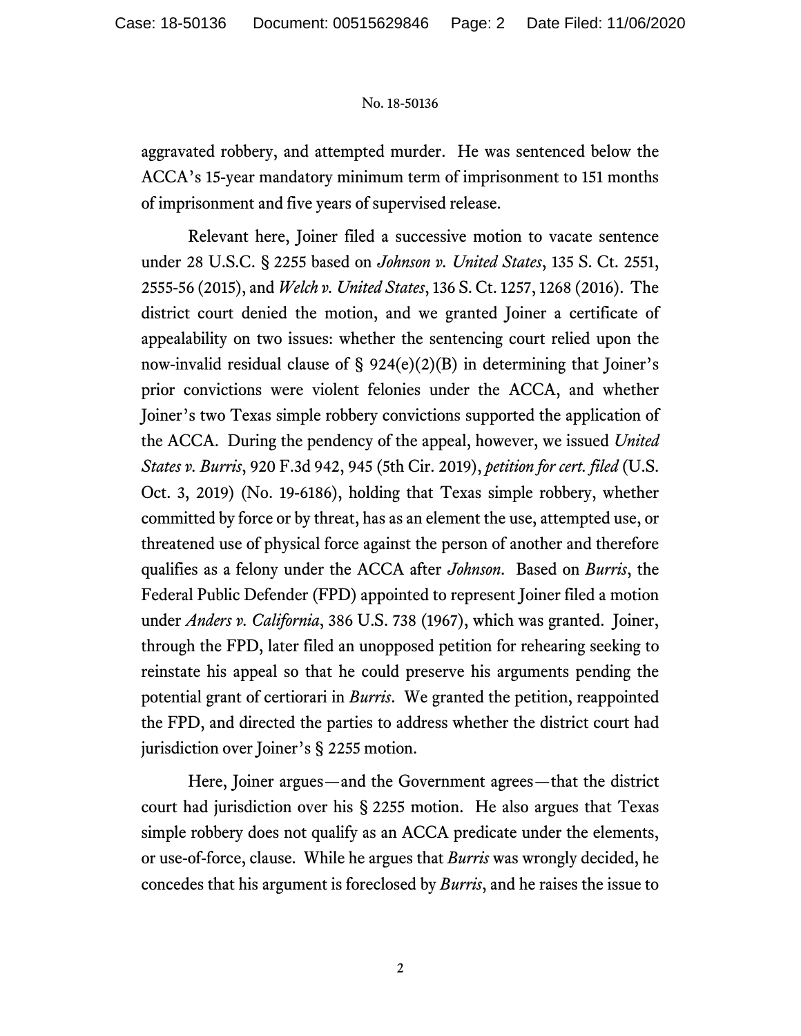aggravated robbery, and attempted murder. He was sentenced below the ACCA's 15-year mandatory minimum term of imprisonment to 151 months of imprisonment and five years of supervised release.

Relevant here, Joiner filed a successive motion to vacate sentence under 28 U.S.C. § 2255 based on *Johnson v. United States*, 135 S. Ct. 2551, 2555-56 (2015), and *Welch v. United States*, 136 S. Ct. 1257, 1268 (2016). The district court denied the motion, and we granted Joiner a certificate of appealability on two issues: whether the sentencing court relied upon the now-invalid residual clause of § 924(e)(2)(B) in determining that Joiner's prior convictions were violent felonies under the ACCA, and whether Joiner's two Texas simple robbery convictions supported the application of the ACCA. During the pendency of the appeal, however, we issued *United States v. Burris*, 920 F.3d 942, 945 (5th Cir. 2019), *petition for cert. filed* (U.S. Oct. 3, 2019) (No. 19-6186), holding that Texas simple robbery, whether committed by force or by threat, has as an element the use, attempted use, or threatened use of physical force against the person of another and therefore qualifies as a felony under the ACCA after *Johnson*. Based on *Burris*, the Federal Public Defender (FPD) appointed to represent Joiner filed a motion under *Anders v. California*, 386 U.S. 738 (1967), which was granted. Joiner, through the FPD, later filed an unopposed petition for rehearing seeking to reinstate his appeal so that he could preserve his arguments pending the potential grant of certiorari in *Burris*. We granted the petition, reappointed the FPD, and directed the parties to address whether the district court had jurisdiction over Joiner's § 2255 motion.

Here, Joiner argues—and the Government agrees—that the district court had jurisdiction over his § 2255 motion. He also argues that Texas simple robbery does not qualify as an ACCA predicate under the elements, or use-of-force, clause. While he argues that *Burris* was wrongly decided, he concedes that his argument is foreclosed by *Burris*, and he raises the issue to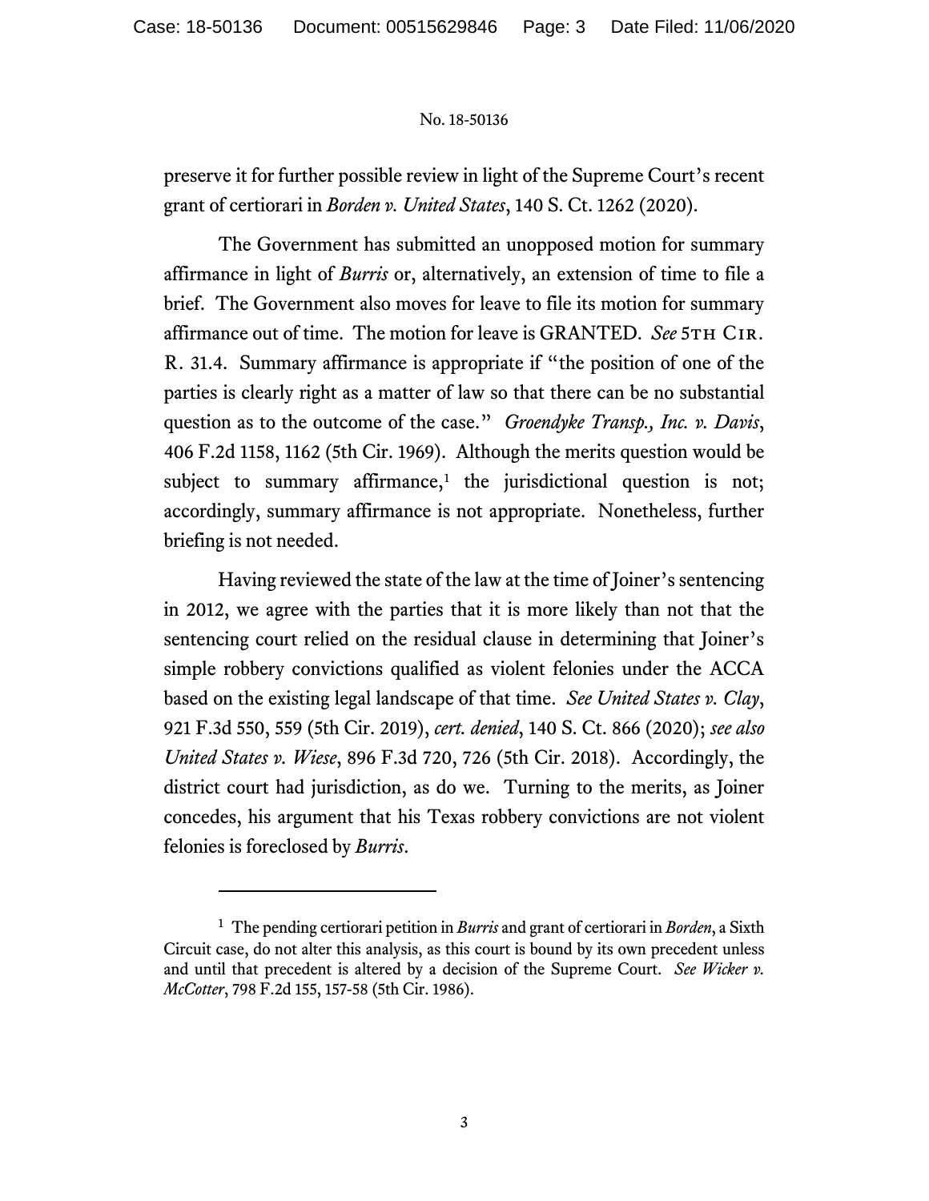preserve it for further possible review in light of the Supreme Court's recent grant of certiorari in *Borden v. United States*, 140 S. Ct. 1262 (2020).

The Government has submitted an unopposed motion for summary affirmance in light of *Burris* or, alternatively, an extension of time to file a brief. The Government also moves for leave to file its motion for summary affirmance out of time. The motion for leave is GRANTED. *See* 5TH CIR. R. 31.4. Summary affirmance is appropriate if "the position of one of the parties is clearly right as a matter of law so that there can be no substantial question as to the outcome of the case." *Groendyke Transp., Inc. v. Davis*, 406 F.2d 1158, 1162 (5th Cir. 1969). Although the merits question would be subject to summary affirmance,[1] the jurisdictional question is not; accordingly, summary affirmance is not appropriate. Nonetheless, further briefing is not needed.

Having reviewed the state of the law at the time of Joiner's sentencing in 2012, we agree with the parties that it is more likely than not that the sentencing court relied on the residual clause in determining that Joiner's simple robbery convictions qualified as violent felonies under the ACCA based on the existing legal landscape of that time. *See United States v. Clay*, 921 F.3d 550, 559 (5th Cir. 2019), *cert. denied*, 140 S. Ct. 866 (2020); *see also United States v. Wiese*, 896 F.3d 720, 726 (5th Cir. 2018). Accordingly, the district court had jurisdiction, as do we. Turning to the merits, as Joiner concedes, his argument that his Texas robbery convictions are not violent felonies is foreclosed by *Burris*.

---

[1] The pending certiorari petition in *Burris* and grant of certiorari in *Borden*, a Sixth Circuit case, do not alter this analysis, as this court is bound by its own precedent unless and until that precedent is altered by a decision of the Supreme Court. *See Wicker v. McCotter*, 798 F.2d 155, 157-58 (5th Cir. 1986).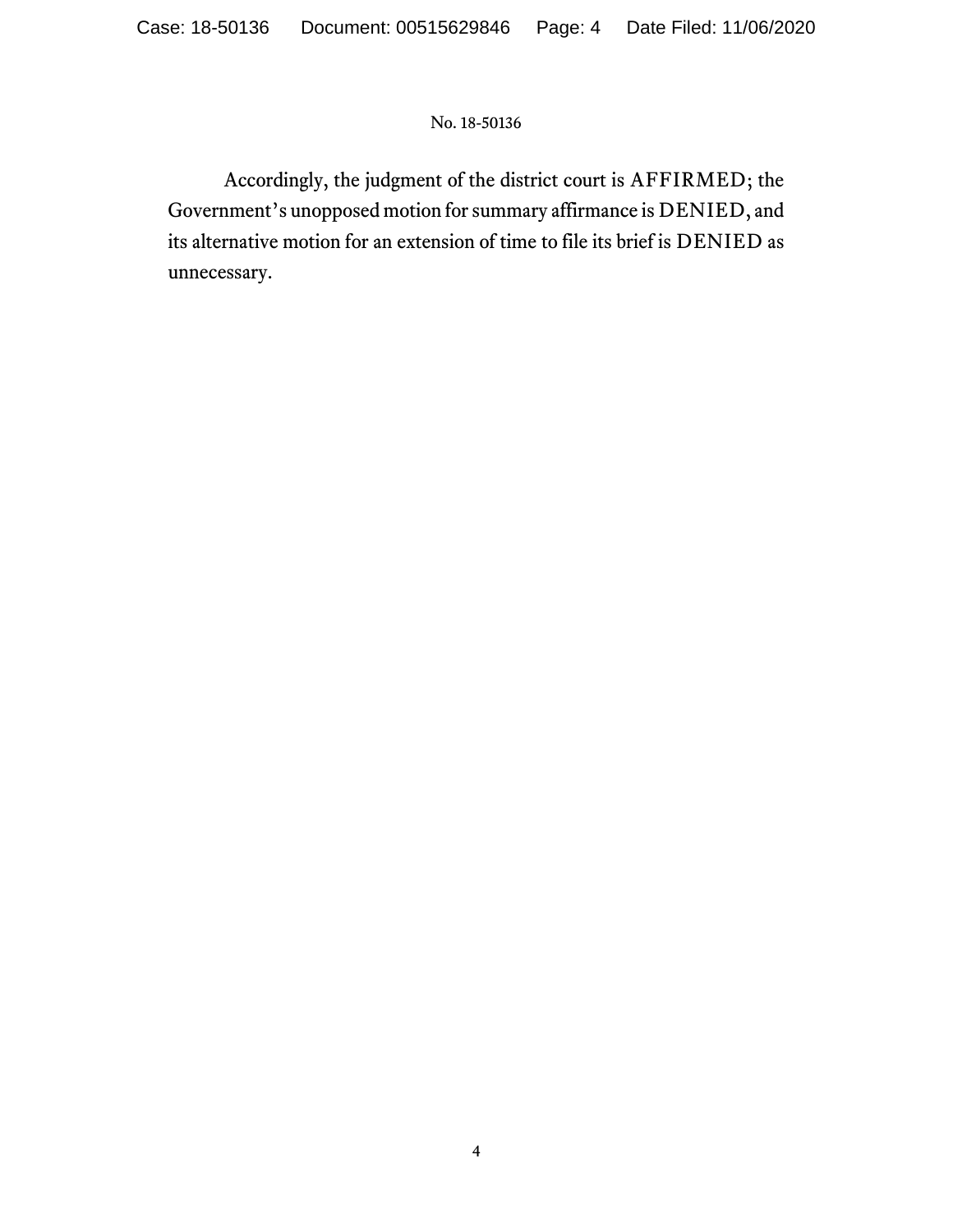Accordingly, the judgment of the district court is AFFIRMED; the Government's unopposed motion for summary affirmance is DENIED, and its alternative motion for an extension of time to file its brief is DENIED as unnecessary.